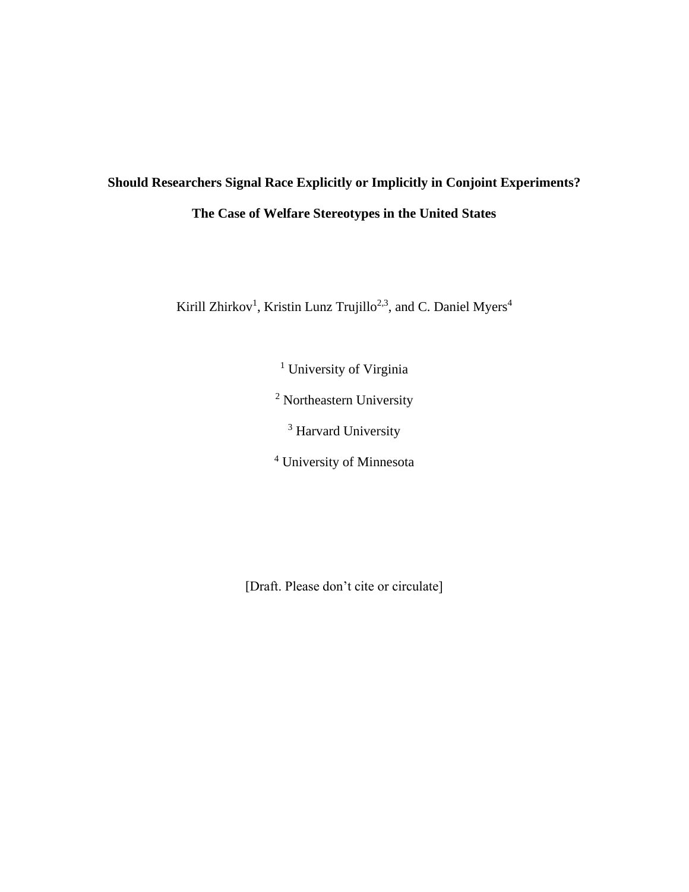**Should Researchers Signal Race Explicitly or Implicitly in Conjoint Experiments?**

**The Case of Welfare Stereotypes in the United States**

Kirill Zhirkov[1], Kristin Lunz Trujillo[2,3], and C. Daniel Myers[4]

[1] University of Virginia

[2] Northeastern University

[3] Harvard University

[4] University of Minnesota

[Draft. Please don't cite or circulate]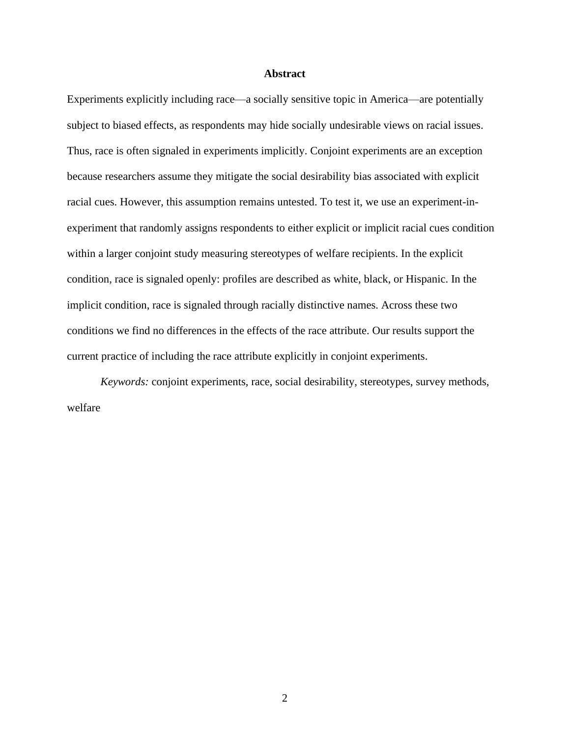## Abstract

Experiments explicitly including race—a socially sensitive topic in America—are potentially subject to biased effects, as respondents may hide socially undesirable views on racial issues. Thus, race is often signaled in experiments implicitly. Conjoint experiments are an exception because researchers assume they mitigate the social desirability bias associated with explicit racial cues. However, this assumption remains untested. To test it, we use an experiment-in-experiment that randomly assigns respondents to either explicit or implicit racial cues condition within a larger conjoint study measuring stereotypes of welfare recipients. In the explicit condition, race is signaled openly: profiles are described as white, black, or Hispanic. In the implicit condition, race is signaled through racially distinctive names. Across these two conditions we find no differences in the effects of the race attribute. Our results support the current practice of including the race attribute explicitly in conjoint experiments.

*Keywords:* conjoint experiments, race, social desirability, stereotypes, survey methods, welfare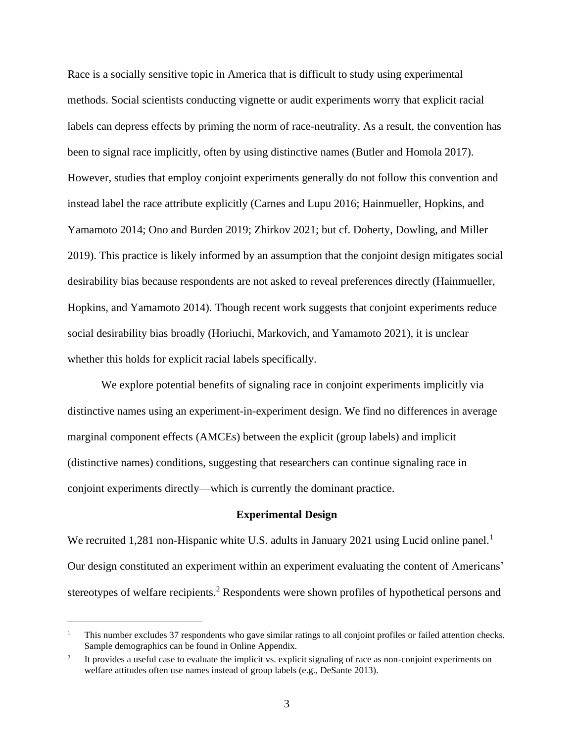Race is a socially sensitive topic in America that is difficult to study using experimental methods. Social scientists conducting vignette or audit experiments worry that explicit racial labels can depress effects by priming the norm of race-neutrality. As a result, the convention has been to signal race implicitly, often by using distinctive names (Butler and Homola 2017). However, studies that employ conjoint experiments generally do not follow this convention and instead label the race attribute explicitly (Carnes and Lupu 2016; Hainmueller, Hopkins, and Yamamoto 2014; Ono and Burden 2019; Zhirkov 2021; but cf. Doherty, Dowling, and Miller 2019). This practice is likely informed by an assumption that the conjoint design mitigates social desirability bias because respondents are not asked to reveal preferences directly (Hainmueller, Hopkins, and Yamamoto 2014). Though recent work suggests that conjoint experiments reduce social desirability bias broadly (Horiuchi, Markovich, and Yamamoto 2021), it is unclear whether this holds for explicit racial labels specifically.

We explore potential benefits of signaling race in conjoint experiments implicitly via distinctive names using an experiment-in-experiment design. We find no differences in average marginal component effects (AMCEs) between the explicit (group labels) and implicit (distinctive names) conditions, suggesting that researchers can continue signaling race in conjoint experiments directly—which is currently the dominant practice.

## Experimental Design

We recruited 1,281 non-Hispanic white U.S. adults in January 2021 using Lucid online panel.[1] Our design constituted an experiment within an experiment evaluating the content of Americans' stereotypes of welfare recipients.[2] Respondents were shown profiles of hypothetical persons and

---

[1] This number excludes 37 respondents who gave similar ratings to all conjoint profiles or failed attention checks. Sample demographics can be found in Online Appendix.

[2] It provides a useful case to evaluate the implicit vs. explicit signaling of race as non-conjoint experiments on welfare attitudes often use names instead of group labels (e.g., DeSante 2013).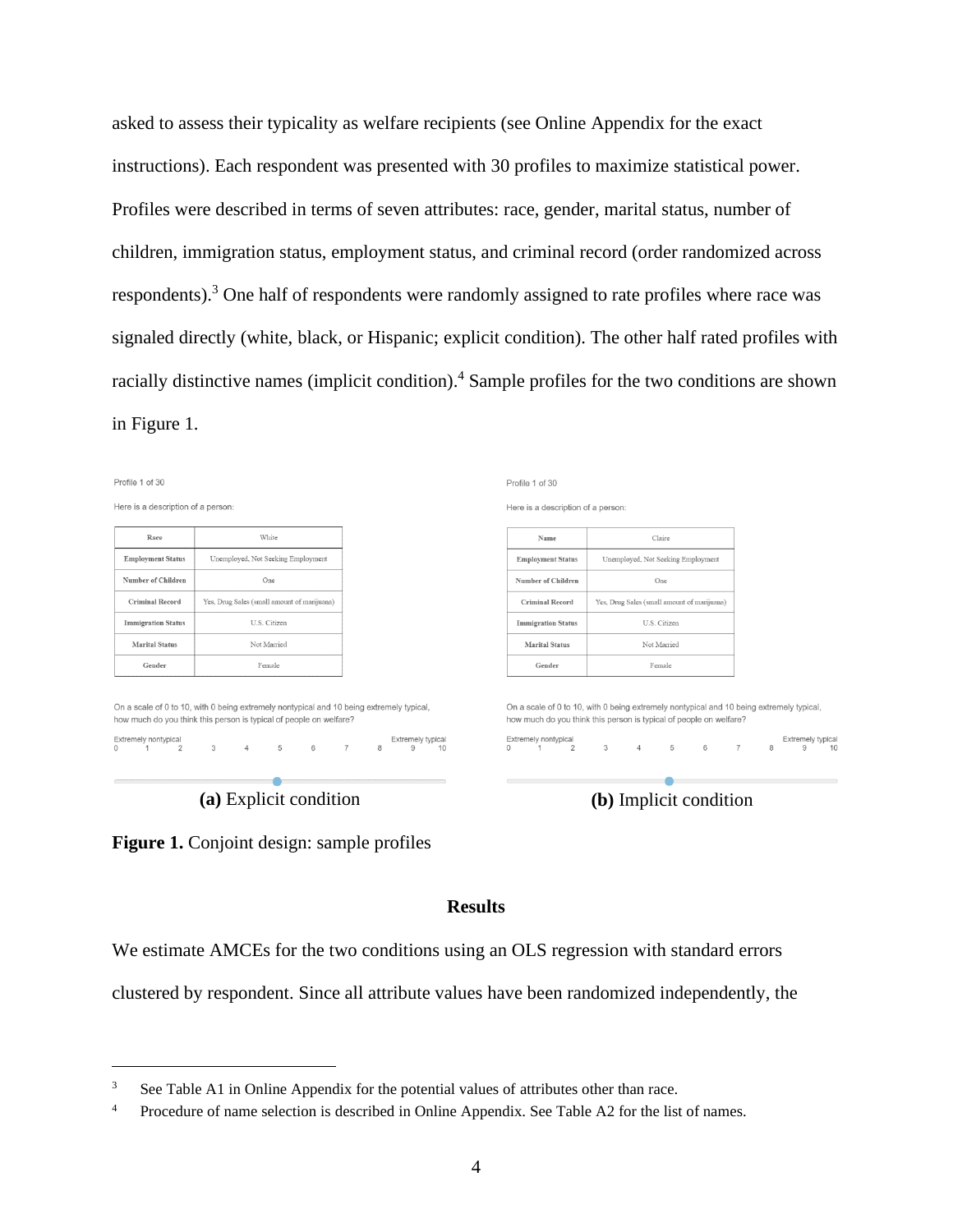asked to assess their typicality as welfare recipients (see Online Appendix for the exact instructions). Each respondent was presented with 30 profiles to maximize statistical power. Profiles were described in terms of seven attributes: race, gender, marital status, number of children, immigration status, employment status, and criminal record (order randomized across respondents).[3] One half of respondents were randomly assigned to rate profiles where race was signaled directly (white, black, or Hispanic; explicit condition). The other half rated profiles with racially distinctive names (implicit condition).[4] Sample profiles for the two conditions are shown in Figure 1.

Profile 1 of 30

Here is a description of a person:

| Race | White |
|---|---|
| Employment Status | Unemployed, Not Seeking Employment |
| Number of Children | One |
| Criminal Record | Yes, Drug Sales (small amount of marijuana) |
| Immigration Status | U.S. Citizen |
| Marital Status | Not Married |
| Gender | Female |

On a scale of 0 to 10, with 0 being extremely nontypical and 10 being extremely typical, how much do you think this person is typical of people on welfare?

Extremely nontypical 0 1 2 3 4 5 6 7 8 9 10 Extremely typical

**(a)** Explicit condition

Profile 1 of 30

Here is a description of a person:

| Name | Claire |
|---|---|
| Employment Status | Unemployed, Not Seeking Employment |
| Number of Children | One |
| Criminal Record | Yes, Drug Sales (small amount of marijuana) |
| Immigration Status | U.S. Citizen |
| Marital Status | Not Married |
| Gender | Female |

On a scale of 0 to 10, with 0 being extremely nontypical and 10 being extremely typical, how much do you think this person is typical of people on welfare?

Extremely nontypical 0 1 2 3 4 5 6 7 8 9 10 Extremely typical

**(b)** Implicit condition

**Figure 1.** Conjoint design: sample profiles

## Results

We estimate AMCEs for the two conditions using an OLS regression with standard errors clustered by respondent. Since all attribute values have been randomized independently, the

---

[3] See Table A1 in Online Appendix for the potential values of attributes other than race.

[4] Procedure of name selection is described in Online Appendix. See Table A2 for the list of names.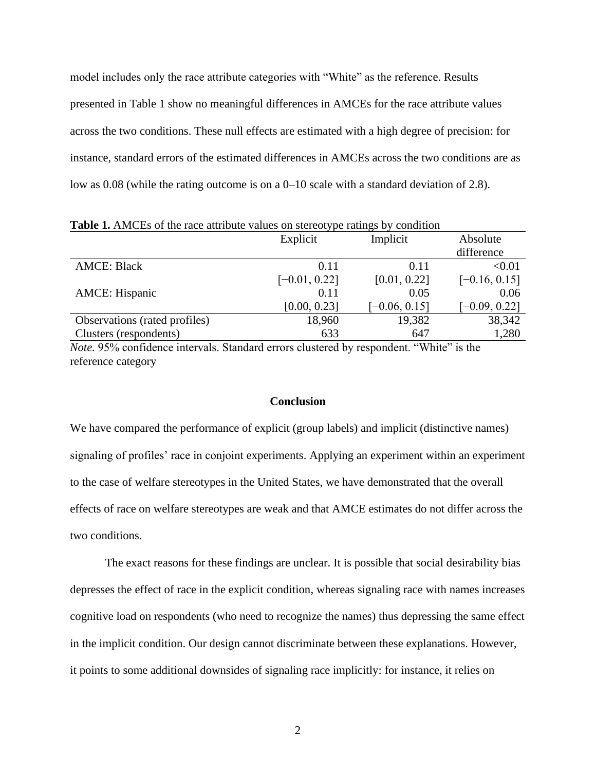model includes only the race attribute categories with "White" as the reference. Results presented in Table 1 show no meaningful differences in AMCEs for the race attribute values across the two conditions. These null effects are estimated with a high degree of precision: for instance, standard errors of the estimated differences in AMCEs across the two conditions are as low as 0.08 (while the rating outcome is on a 0–10 scale with a standard deviation of 2.8).

**Table 1.** AMCEs of the race attribute values on stereotype ratings by condition

| | Explicit | Implicit | Absolute difference |
|---|---|---|---|
| AMCE: Black | 0.11 | 0.11 | <0.01 |
| | [−0.01, 0.22] | [0.01, 0.22] | [−0.16, 0.15] |
| AMCE: Hispanic | 0.11 | 0.05 | 0.06 |
| | [0.00, 0.23] | [−0.06, 0.15] | [−0.09, 0.22] |
| Observations (rated profiles) | 18,960 | 19,382 | 38,342 |
| Clusters (respondents) | 633 | 647 | 1,280 |

*Note.* 95% confidence intervals. Standard errors clustered by respondent. "White" is the reference category

## Conclusion

We have compared the performance of explicit (group labels) and implicit (distinctive names) signaling of profiles' race in conjoint experiments. Applying an experiment within an experiment to the case of welfare stereotypes in the United States, we have demonstrated that the overall effects of race on welfare stereotypes are weak and that AMCE estimates do not differ across the two conditions.

The exact reasons for these findings are unclear. It is possible that social desirability bias depresses the effect of race in the explicit condition, whereas signaling race with names increases cognitive load on respondents (who need to recognize the names) thus depressing the same effect in the implicit condition. Our design cannot discriminate between these explanations. However, it points to some additional downsides of signaling race implicitly: for instance, it relies on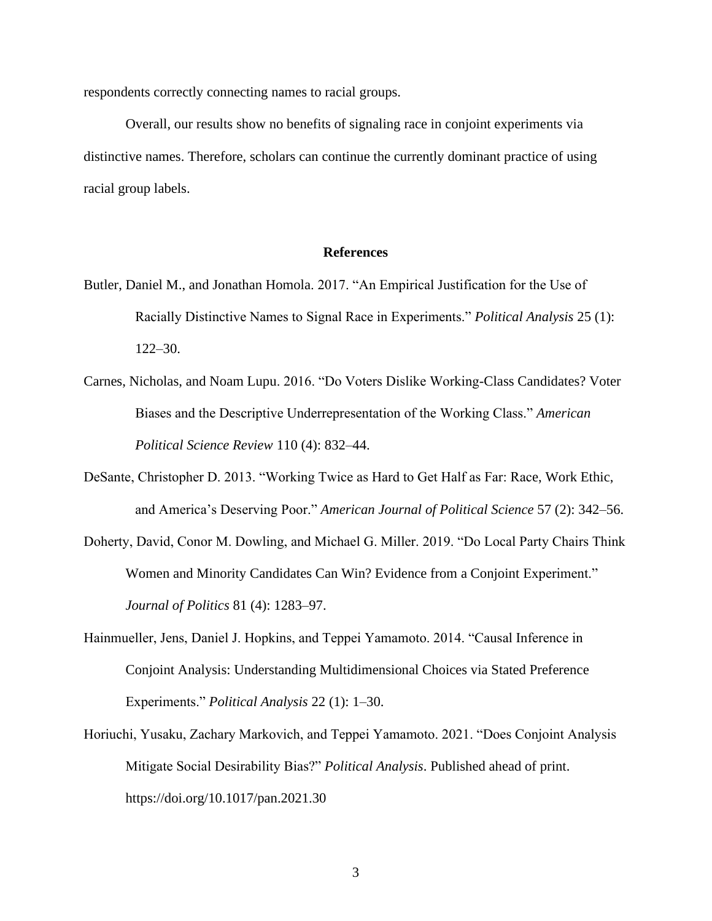respondents correctly connecting names to racial groups.

Overall, our results show no benefits of signaling race in conjoint experiments via distinctive names. Therefore, scholars can continue the currently dominant practice of using racial group labels.

## References

Butler, Daniel M., and Jonathan Homola. 2017. "An Empirical Justification for the Use of Racially Distinctive Names to Signal Race in Experiments." *Political Analysis* 25 (1): 122–30.

Carnes, Nicholas, and Noam Lupu. 2016. "Do Voters Dislike Working-Class Candidates? Voter Biases and the Descriptive Underrepresentation of the Working Class." *American Political Science Review* 110 (4): 832–44.

DeSante, Christopher D. 2013. "Working Twice as Hard to Get Half as Far: Race, Work Ethic, and America's Deserving Poor." *American Journal of Political Science* 57 (2): 342–56.

Doherty, David, Conor M. Dowling, and Michael G. Miller. 2019. "Do Local Party Chairs Think Women and Minority Candidates Can Win? Evidence from a Conjoint Experiment." *Journal of Politics* 81 (4): 1283–97.

Hainmueller, Jens, Daniel J. Hopkins, and Teppei Yamamoto. 2014. "Causal Inference in Conjoint Analysis: Understanding Multidimensional Choices via Stated Preference Experiments." *Political Analysis* 22 (1): 1–30.

Horiuchi, Yusaku, Zachary Markovich, and Teppei Yamamoto. 2021. "Does Conjoint Analysis Mitigate Social Desirability Bias?" *Political Analysis*. Published ahead of print. https://doi.org/10.1017/pan.2021.30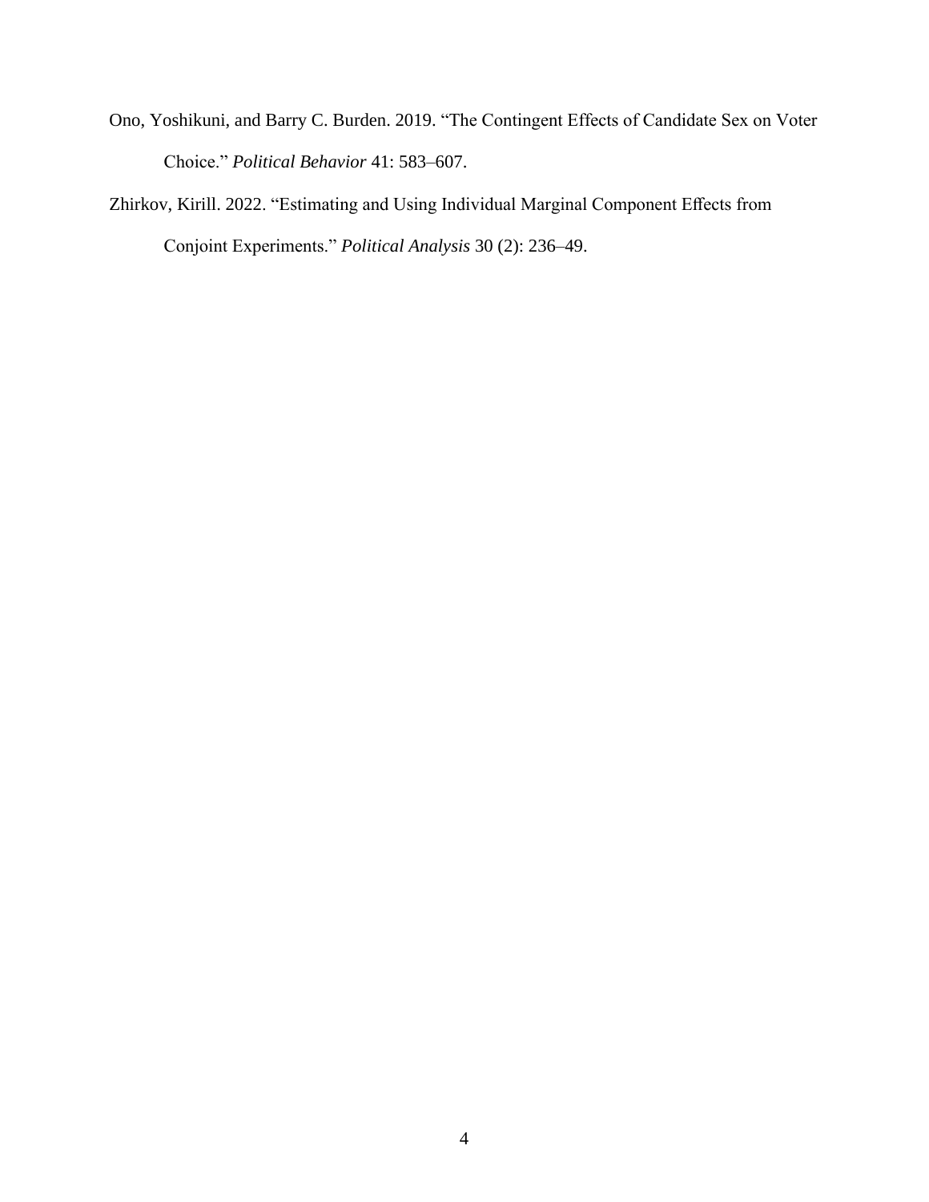Ono, Yoshikuni, and Barry C. Burden. 2019. “The Contingent Effects of Candidate Sex on Voter Choice.” *Political Behavior* 41: 583–607.

Zhirkov, Kirill. 2022. “Estimating and Using Individual Marginal Component Effects from Conjoint Experiments.” *Political Analysis* 30 (2): 236–49.